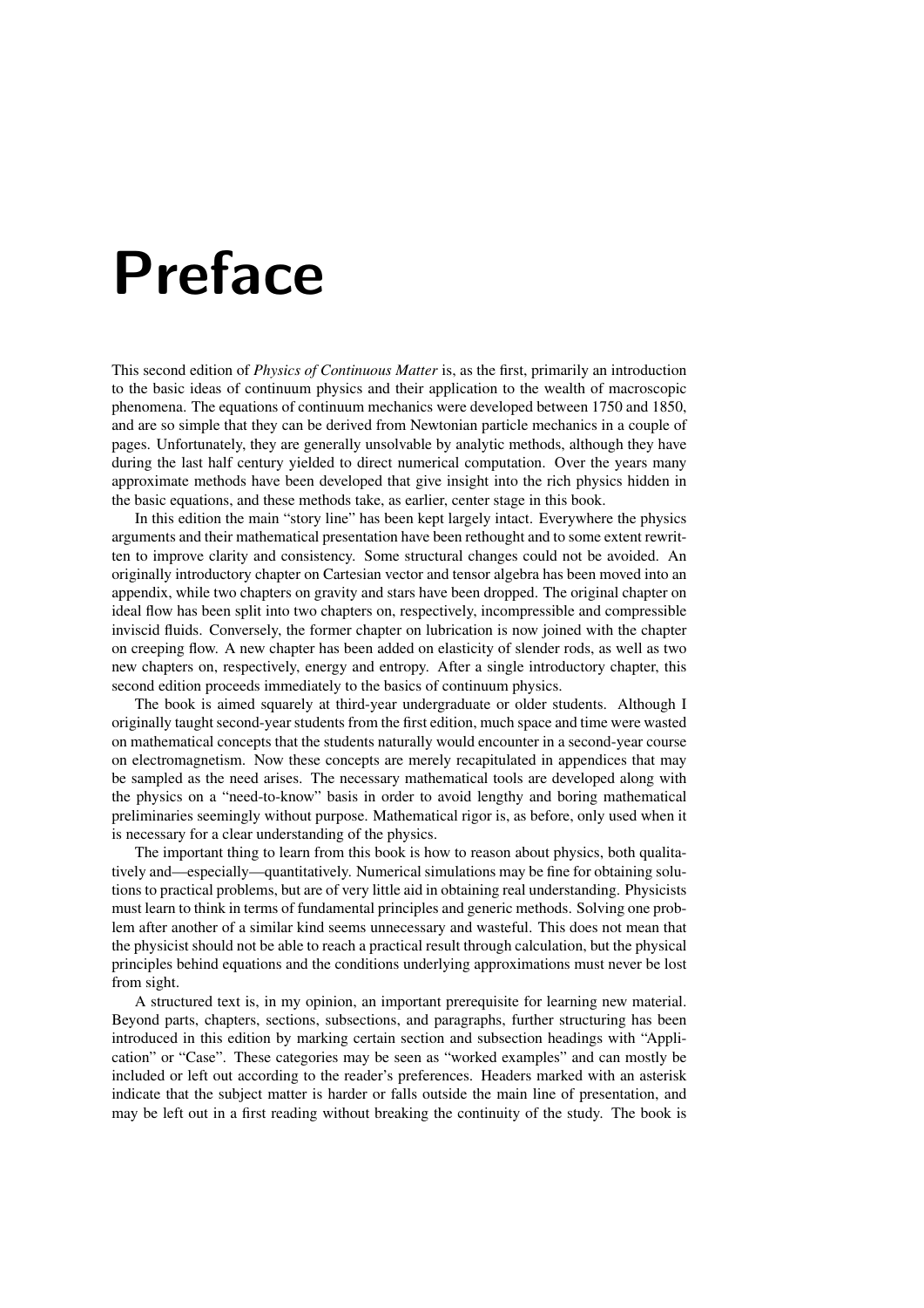# Preface

This second edition of *Physics of Continuous Matter* is, as the first, primarily an introduction to the basic ideas of continuum physics and their application to the wealth of macroscopic phenomena. The equations of continuum mechanics were developed between 1750 and 1850, and are so simple that they can be derived from Newtonian particle mechanics in a couple of pages. Unfortunately, they are generally unsolvable by analytic methods, although they have during the last half century yielded to direct numerical computation. Over the years many approximate methods have been developed that give insight into the rich physics hidden in the basic equations, and these methods take, as earlier, center stage in this book.

In this edition the main "story line" has been kept largely intact. Everywhere the physics arguments and their mathematical presentation have been rethought and to some extent rewritten to improve clarity and consistency. Some structural changes could not be avoided. An originally introductory chapter on Cartesian vector and tensor algebra has been moved into an appendix, while two chapters on gravity and stars have been dropped. The original chapter on ideal flow has been split into two chapters on, respectively, incompressible and compressible inviscid fluids. Conversely, the former chapter on lubrication is now joined with the chapter on creeping flow. A new chapter has been added on elasticity of slender rods, as well as two new chapters on, respectively, energy and entropy. After a single introductory chapter, this second edition proceeds immediately to the basics of continuum physics.

The book is aimed squarely at third-year undergraduate or older students. Although I originally taught second-year students from the first edition, much space and time were wasted on mathematical concepts that the students naturally would encounter in a second-year course on electromagnetism. Now these concepts are merely recapitulated in appendices that may be sampled as the need arises. The necessary mathematical tools are developed along with the physics on a "need-to-know" basis in order to avoid lengthy and boring mathematical preliminaries seemingly without purpose. Mathematical rigor is, as before, only used when it is necessary for a clear understanding of the physics.

The important thing to learn from this book is how to reason about physics, both qualitatively and—especially—quantitatively. Numerical simulations may be fine for obtaining solutions to practical problems, but are of very little aid in obtaining real understanding. Physicists must learn to think in terms of fundamental principles and generic methods. Solving one problem after another of a similar kind seems unnecessary and wasteful. This does not mean that the physicist should not be able to reach a practical result through calculation, but the physical principles behind equations and the conditions underlying approximations must never be lost from sight.

A structured text is, in my opinion, an important prerequisite for learning new material. Beyond parts, chapters, sections, subsections, and paragraphs, further structuring has been introduced in this edition by marking certain section and subsection headings with "Application" or "Case". These categories may be seen as "worked examples" and can mostly be included or left out according to the reader's preferences. Headers marked with an asterisk indicate that the subject matter is harder or falls outside the main line of presentation, and may be left out in a first reading without breaking the continuity of the study. The book is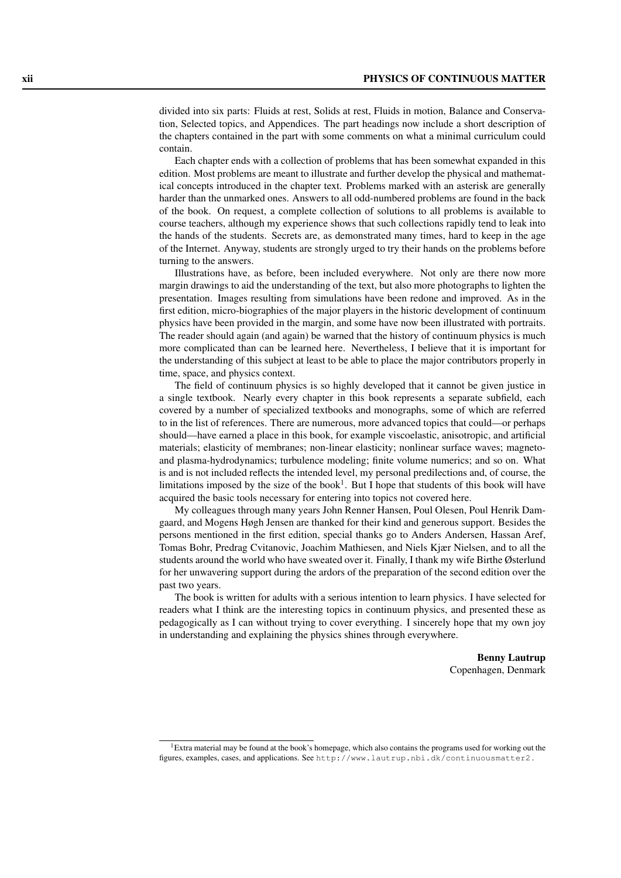divided into six parts: Fluids at rest, Solids at rest, Fluids in motion, Balance and Conservation, Selected topics, and Appendices. The part headings now include a short description of the chapters contained in the part with some comments on what a minimal curriculum could contain.

Each chapter ends with a collection of problems that has been somewhat expanded in this edition. Most problems are meant to illustrate and further develop the physical and mathematical concepts introduced in the chapter text. Problems marked with an asterisk are generally harder than the unmarked ones. Answers to all odd-numbered problems are found in the back of the book. On request, a complete collection of solutions to all problems is available to course teachers, although my experience shows that such collections rapidly tend to leak into the hands of the students. Secrets are, as demonstrated many times, hard to keep in the age of the Internet. Anyway, students are strongly urged to try their hands on the problems before turning to the answers.

Illustrations have, as before, been included everywhere. Not only are there now more margin drawings to aid the understanding of the text, but also more photographs to lighten the presentation. Images resulting from simulations have been redone and improved. As in the first edition, micro-biographies of the major players in the historic development of continuum physics have been provided in the margin, and some have now been illustrated with portraits. The reader should again (and again) be warned that the history of continuum physics is much more complicated than can be learned here. Nevertheless, I believe that it is important for the understanding of this subject at least to be able to place the major contributors properly in time, space, and physics context.

The field of continuum physics is so highly developed that it cannot be given justice in a single textbook. Nearly every chapter in this book represents a separate subfield, each covered by a number of specialized textbooks and monographs, some of which are referred to in the list of references. There are numerous, more advanced topics that could—or perhaps should—have earned a place in this book, for example viscoelastic, anisotropic, and artificial materials; elasticity of membranes; non-linear elasticity; nonlinear surface waves; magneto- and plasma-hydrodynamics; turbulence modeling; finite volume numerics; and so on. What is and is not included reflects the intended level, my personal predilections and, of course, the limitations imposed by the size of the book[1]. But I hope that students of this book will have acquired the basic tools necessary for entering into topics not covered here.

My colleagues through many years John Renner Hansen, Poul Olesen, Poul Henrik Damgaard, and Mogens Høgh Jensen are thanked for their kind and generous support. Besides the persons mentioned in the first edition, special thanks go to Anders Andersen, Hassan Aref, Tomas Bohr, Predrag Cvitanovic, Joachim Mathiesen, and Niels Kjær Nielsen, and to all the students around the world who have sweated over it. Finally, I thank my wife Birthe Østerlund for her unwavering support during the ardors of the preparation of the second edition over the past two years.

The book is written for adults with a serious intention to learn physics. I have selected for readers what I think are the interesting topics in continuum physics, and presented these as pedagogically as I can without trying to cover everything. I sincerely hope that my own joy in understanding and explaining the physics shines through everywhere.

**Benny Lautrup**
Copenhagen, Denmark

[1] Extra material may be found at the book's homepage, which also contains the programs used for working out the figures, examples, cases, and applications. See `http://www.lautrup.nbi.dk/continuousmatter2`.